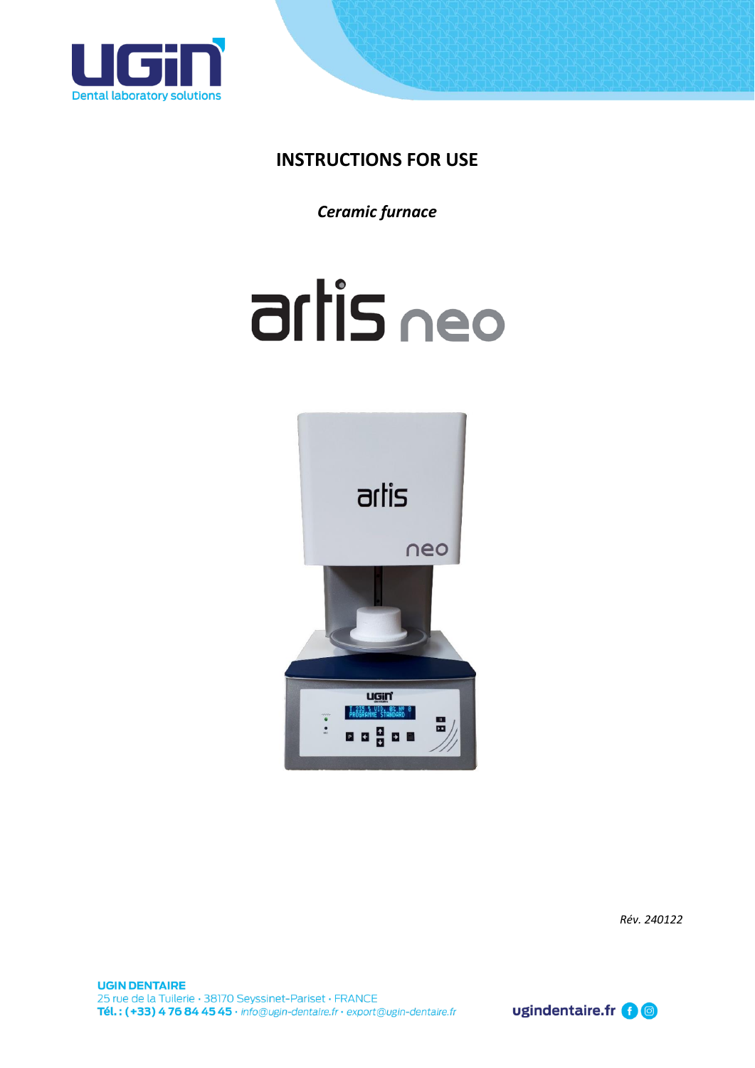UGiN

Dental laboratory solutions

# INSTRUCTIONS FOR USE

*Ceramic furnace*

# artis neo

*Rév. 240122*

**UGIN DENTAIRE**
25 rue de la Tuilerie · 38170 Seyssinet-Pariset · FRANCE
**Tél. : (+33) 4 76 84 45 45** · *info@ugin-dentaire.fr* · *export@ugin-dentaire.fr*

**ugindentaire.fr**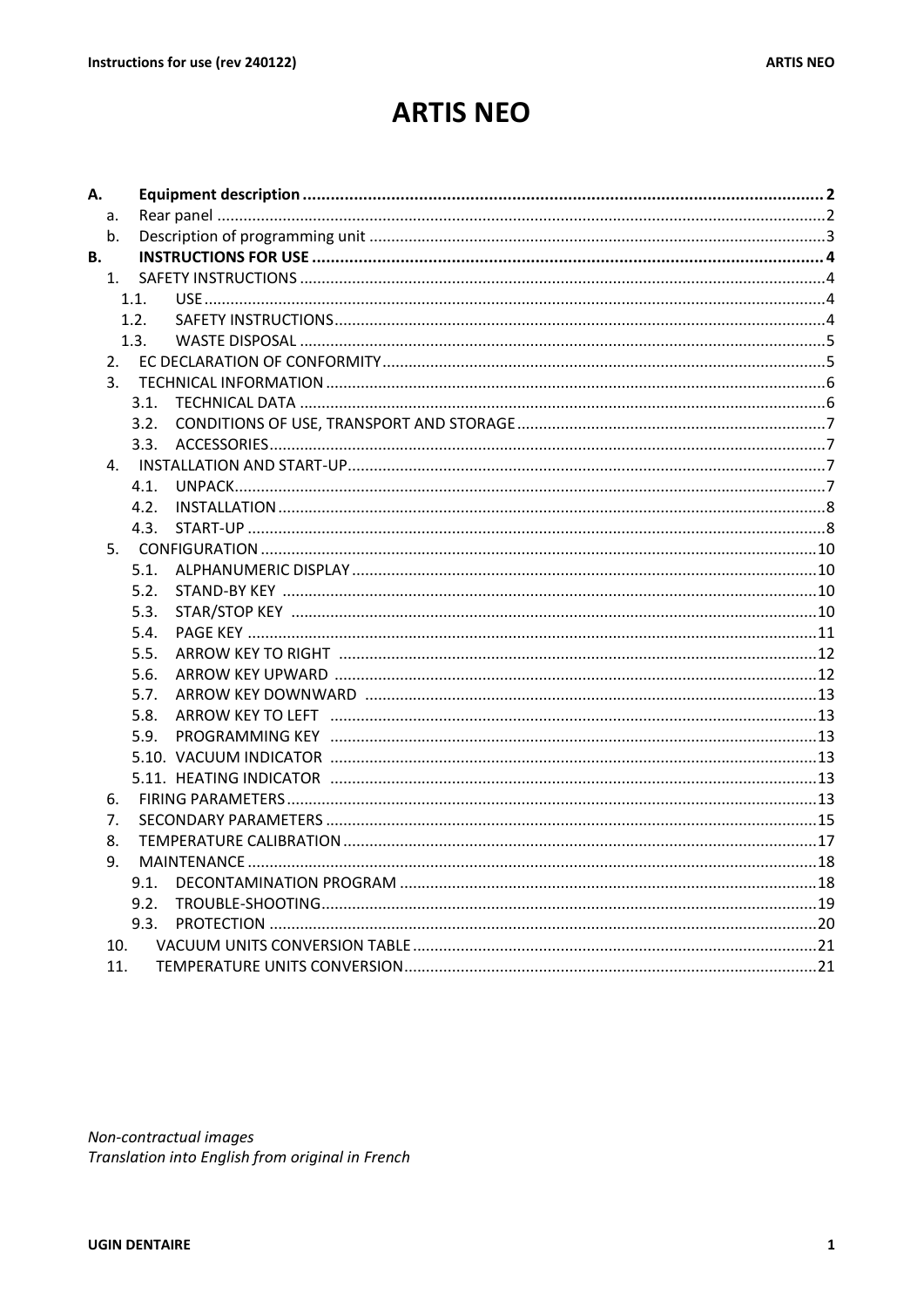# ARTIS NEO

- **A. Equipment description** ..... **2**
  - a. Rear panel ..... 2
  - b. Description of programming unit ..... 3
- **B. INSTRUCTIONS FOR USE** ..... **4**
  - 1. SAFETY INSTRUCTIONS ..... 4
    - 1.1. USE ..... 4
    - 1.2. SAFETY INSTRUCTIONS ..... 4
    - 1.3. WASTE DISPOSAL ..... 5
  - 2. EC DECLARATION OF CONFORMITY ..... 5
  - 3. TECHNICAL INFORMATION ..... 6
    - 3.1. TECHNICAL DATA ..... 6
    - 3.2. CONDITIONS OF USE, TRANSPORT AND STORAGE ..... 7
    - 3.3. ACCESSORIES ..... 7
  - 4. INSTALLATION AND START-UP ..... 7
    - 4.1. UNPACK ..... 7
    - 4.2. INSTALLATION ..... 8
    - 4.3. START-UP ..... 8
  - 5. CONFIGURATION ..... 10
    - 5.1. ALPHANUMERIC DISPLAY ..... 10
    - 5.2. STAND-BY KEY ..... 10
    - 5.3. STAR/STOP KEY ..... 10
    - 5.4. PAGE KEY ..... 11
    - 5.5. ARROW KEY TO RIGHT ..... 12
    - 5.6. ARROW KEY UPWARD ..... 12
    - 5.7. ARROW KEY DOWNWARD ..... 13
    - 5.8. ARROW KEY TO LEFT ..... 13
    - 5.9. PROGRAMMING KEY ..... 13
    - 5.10. VACUUM INDICATOR ..... 13
    - 5.11. HEATING INDICATOR ..... 13
  - 6. FIRING PARAMETERS ..... 13
  - 7. SECONDARY PARAMETERS ..... 15
  - 8. TEMPERATURE CALIBRATION ..... 17
  - 9. MAINTENANCE ..... 18
    - 9.1. DECONTAMINATION PROGRAM ..... 18
    - 9.2. TROUBLE-SHOOTING ..... 19
    - 9.3. PROTECTION ..... 20
  - 10. VACUUM UNITS CONVERSION TABLE ..... 21
  - 11. TEMPERATURE UNITS CONVERSION ..... 21

*Non-contractual images*
*Translation into English from original in French*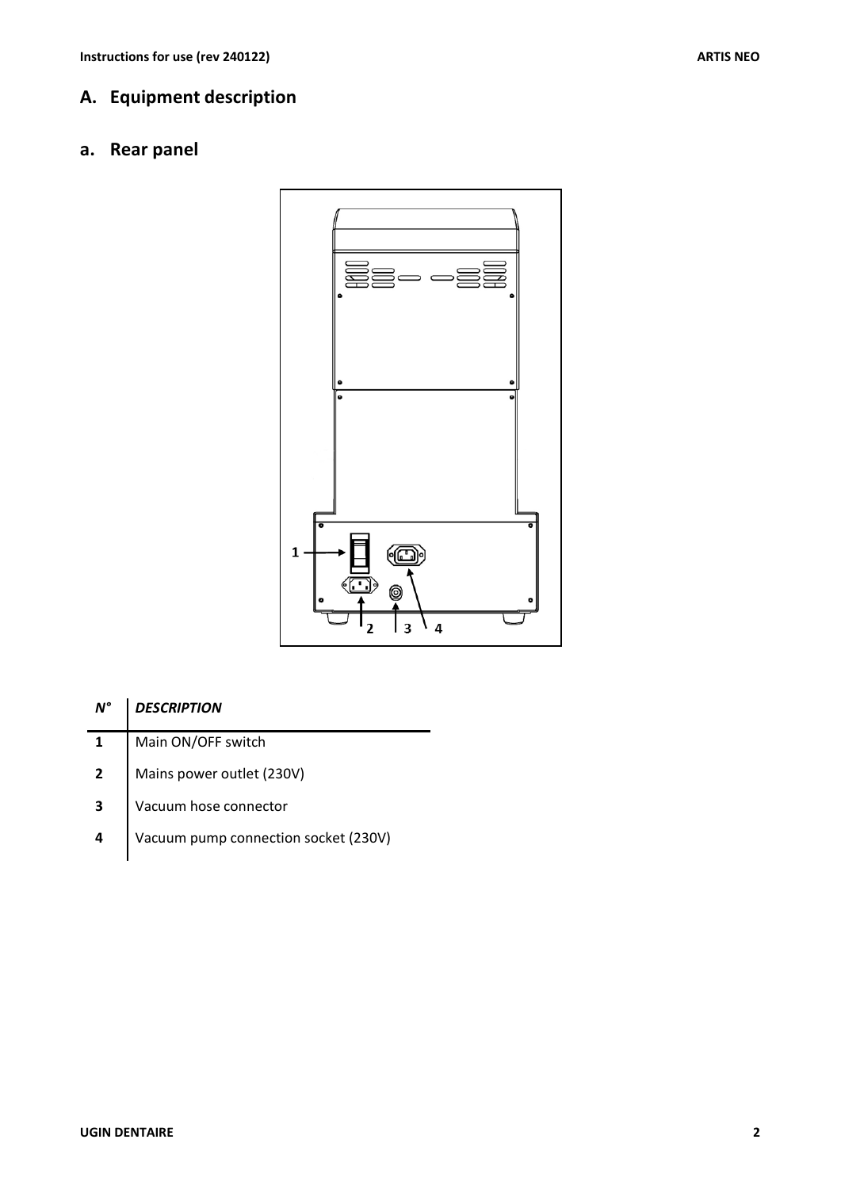## A. Equipment description

### a. Rear panel

1

2 3 4

| *N°* | *DESCRIPTION* |
|---|---|
| **1** | Main ON/OFF switch |
| **2** | Mains power outlet (230V) |
| **3** | Vacuum hose connector |
| **4** | Vacuum pump connection socket (230V) |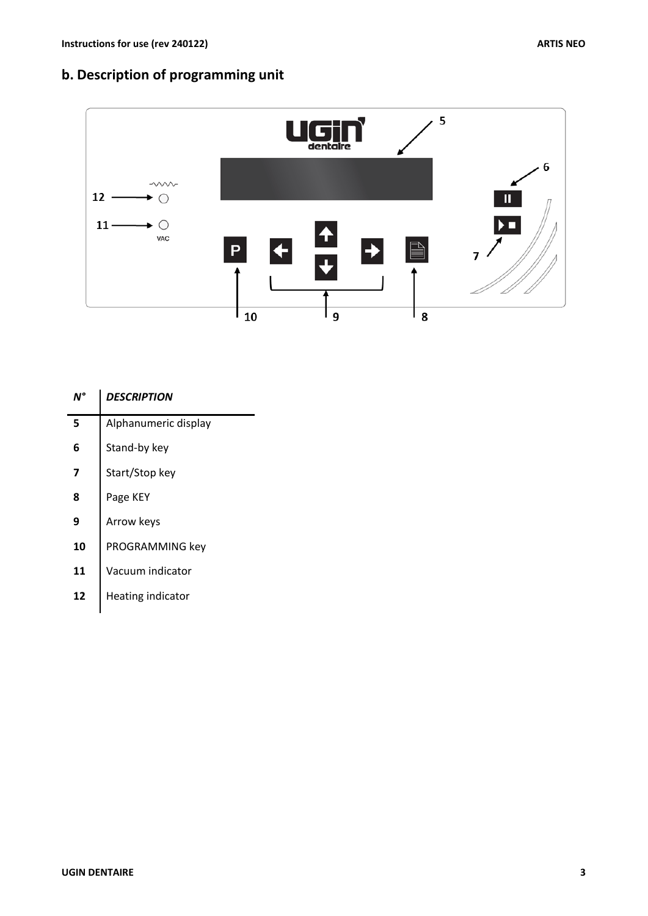## b. Description of programming unit

| N° | DESCRIPTION |
|---|---|
| 5 | Alphanumeric display |
| 6 | Stand-by key |
| 7 | Start/Stop key |
| 8 | Page KEY |
| 9 | Arrow keys |
| 10 | PROGRAMMING key |
| 11 | Vacuum indicator |
| 12 | Heating indicator |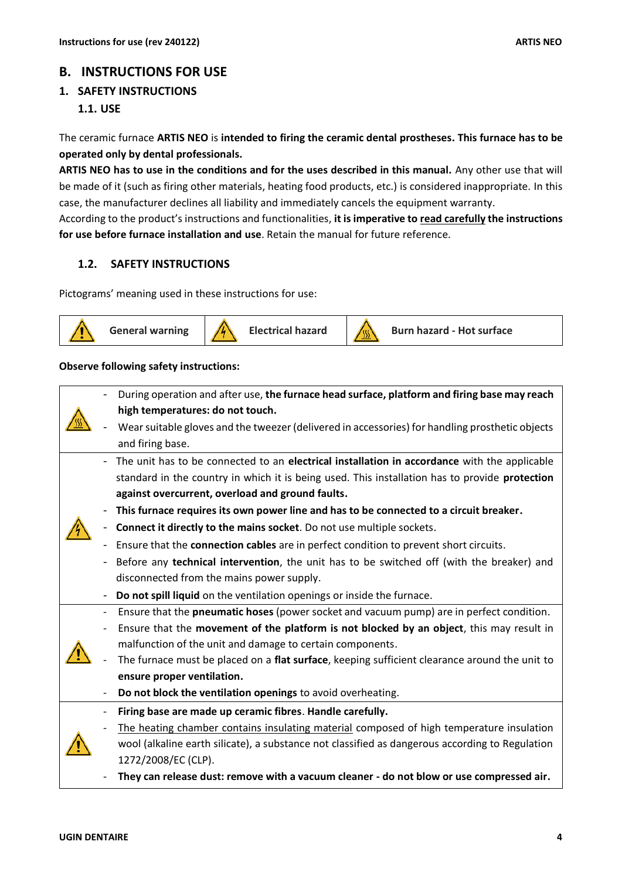## B. INSTRUCTIONS FOR USE

### 1. SAFETY INSTRUCTIONS

#### 1.1. USE

The ceramic furnace **ARTIS NEO** is **intended to firing the ceramic dental prostheses. This furnace has to be operated only by dental professionals.**

**ARTIS NEO has to use in the conditions and for the uses described in this manual.** Any other use that will be made of it (such as firing other materials, heating food products, etc.) is considered inappropriate. In this case, the manufacturer declines all liability and immediately cancels the equipment warranty.

According to the product's instructions and functionalities, **it is imperative to read carefully the instructions for use before furnace installation and use**. Retain the manual for future reference.

#### 1.2. SAFETY INSTRUCTIONS

Pictograms' meaning used in these instructions for use:

| | | |
|---|---|---|
| **General warning** | **Electrical hazard** | **Burn hazard - Hot surface** |

**Observe following safety instructions:**

| | |
|---|---|
| Burn hazard | - During operation and after use, **the furnace head surface, platform and firing base may reach high temperatures: do not touch.**<br>- Wear suitable gloves and the tweezer (delivered in accessories) for handling prosthetic objects and firing base. |
| Electrical hazard | - The unit has to be connected to an **electrical installation in accordance** with the applicable standard in the country in which it is being used. This installation has to provide **protection against overcurrent, overload and ground faults.**<br>- **This furnace requires its own power line and has to be connected to a circuit breaker.**<br>- **Connect it directly to the mains socket**. Do not use multiple sockets.<br>- Ensure that the **connection cables** are in perfect condition to prevent short circuits.<br>- Before any **technical intervention**, the unit has to be switched off (with the breaker) and disconnected from the mains power supply.<br>- **Do not spill liquid** on the ventilation openings or inside the furnace. |
| General warning | - Ensure that the **pneumatic hoses** (power socket and vacuum pump) are in perfect condition.<br>- Ensure that the **movement of the platform is not blocked by an object**, this may result in malfunction of the unit and damage to certain components.<br>- The furnace must be placed on a **flat surface**, keeping sufficient clearance around the unit to **ensure proper ventilation.**<br>- **Do not block the ventilation openings** to avoid overheating. |
| General warning | - **Firing base are made up ceramic fibres**. **Handle carefully.**<br>- The heating chamber contains insulating material composed of high temperature insulation wool (alkaline earth silicate), a substance not classified as dangerous according to Regulation 1272/2008/EC (CLP).<br>- **They can release dust: remove with a vacuum cleaner - do not blow or use compressed air.** |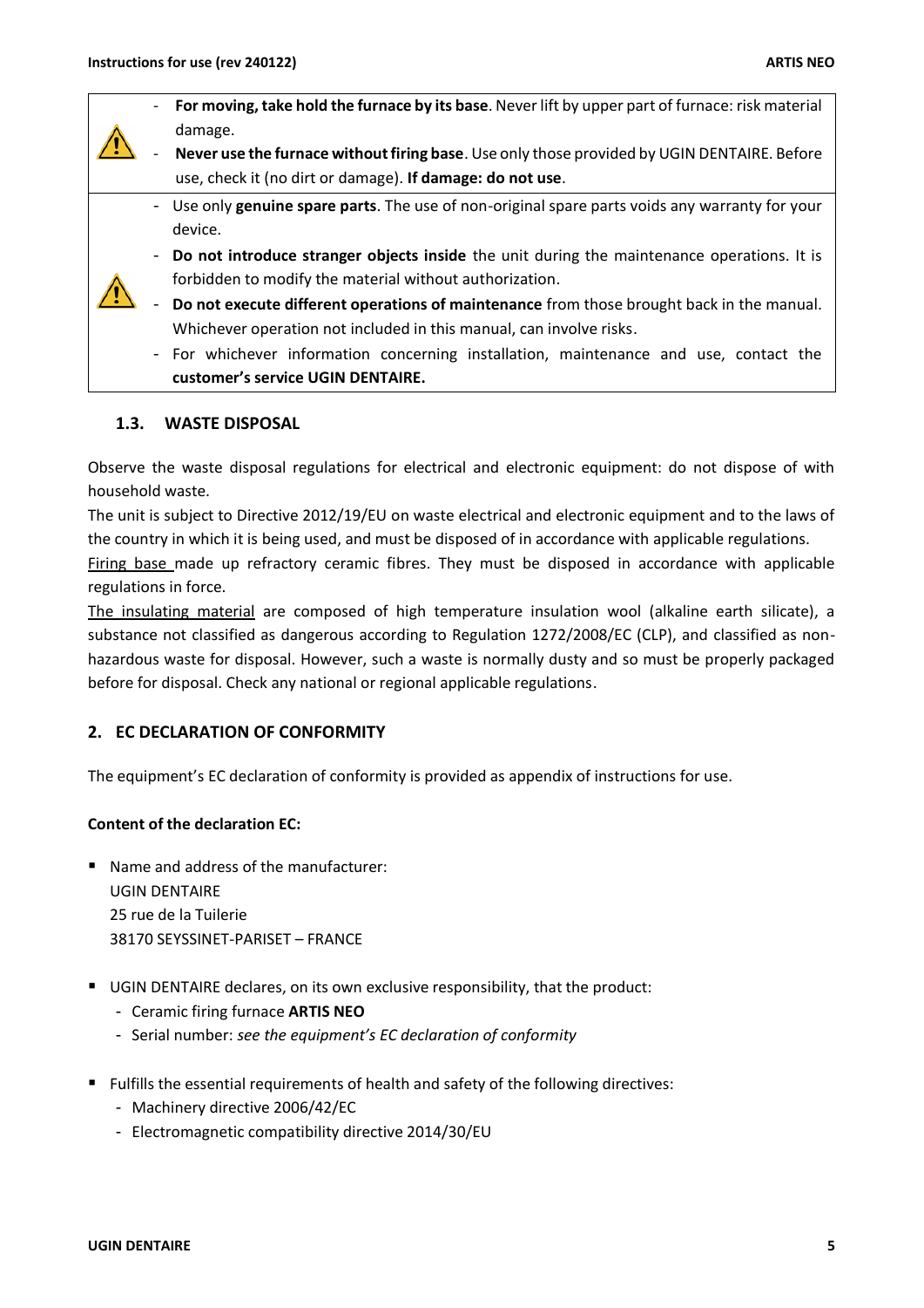| | |
|---|---|
| ⚠ | - **For moving, take hold the furnace by its base**. Never lift by upper part of furnace: risk material damage.<br>- **Never use the furnace without firing base**. Use only those provided by UGIN DENTAIRE. Before use, check it (no dirt or damage). **If damage: do not use**. |
| ⚠ | - Use only **genuine spare parts**. The use of non-original spare parts voids any warranty for your device.<br>- **Do not introduce stranger objects inside** the unit during the maintenance operations. It is forbidden to modify the material without authorization.<br>- **Do not execute different operations of maintenance** from those brought back in the manual. Whichever operation not included in this manual, can involve risks.<br>- For whichever information concerning installation, maintenance and use, contact the **customer's service UGIN DENTAIRE.** |

### 1.3. WASTE DISPOSAL

Observe the waste disposal regulations for electrical and electronic equipment: do not dispose of with household waste.

The unit is subject to Directive 2012/19/EU on waste electrical and electronic equipment and to the laws of the country in which it is being used, and must be disposed of in accordance with applicable regulations.

Firing base made up refractory ceramic fibres. They must be disposed in accordance with applicable regulations in force.

The insulating material are composed of high temperature insulation wool (alkaline earth silicate), a substance not classified as dangerous according to Regulation 1272/2008/EC (CLP), and classified as non-hazardous waste for disposal. However, such a waste is normally dusty and so must be properly packaged before for disposal. Check any national or regional applicable regulations.

## 2. EC DECLARATION OF CONFORMITY

The equipment's EC declaration of conformity is provided as appendix of instructions for use.

**Content of the declaration EC:**

- Name and address of the manufacturer:
  UGIN DENTAIRE
  25 rue de la Tuilerie
  38170 SEYSSINET-PARISET – FRANCE

- UGIN DENTAIRE declares, on its own exclusive responsibility, that the product:
  - Ceramic firing furnace **ARTIS NEO**
  - Serial number: *see the equipment's EC declaration of conformity*

- Fulfills the essential requirements of health and safety of the following directives:
  - Machinery directive 2006/42/EC
  - Electromagnetic compatibility directive 2014/30/EU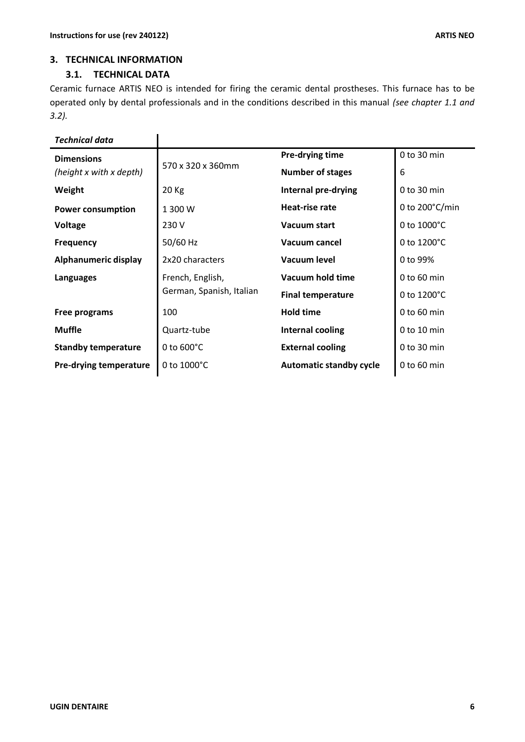## 3. TECHNICAL INFORMATION

### 3.1. TECHNICAL DATA

Ceramic furnace ARTIS NEO is intended for firing the ceramic dental prostheses. This furnace has to be operated only by dental professionals and in the conditions described in this manual *(see chapter 1.1 and 3.2).*

| *Technical data* | | | |
|---|---|---|---|
| **Dimensions** *(height x with x depth)* | 570 x 320 x 360mm | **Pre-drying time** | 0 to 30 min |
| | | **Number of stages** | 6 |
| **Weight** | 20 Kg | **Internal pre-drying** | 0 to 30 min |
| **Power consumption** | 1 300 W | **Heat-rise rate** | 0 to 200°C/min |
| **Voltage** | 230 V | **Vacuum start** | 0 to 1000°C |
| **Frequency** | 50/60 Hz | **Vacuum cancel** | 0 to 1200°C |
| **Alphanumeric display** | 2x20 characters | **Vacuum level** | 0 to 99% |
| **Languages** | French, English, German, Spanish, Italian | **Vacuum hold time** | 0 to 60 min |
| | | **Final temperature** | 0 to 1200°C |
| **Free programs** | 100 | **Hold time** | 0 to 60 min |
| **Muffle** | Quartz-tube | **Internal cooling** | 0 to 10 min |
| **Standby temperature** | 0 to 600°C | **External cooling** | 0 to 30 min |
| **Pre-drying temperature** | 0 to 1000°C | **Automatic standby cycle** | 0 to 60 min |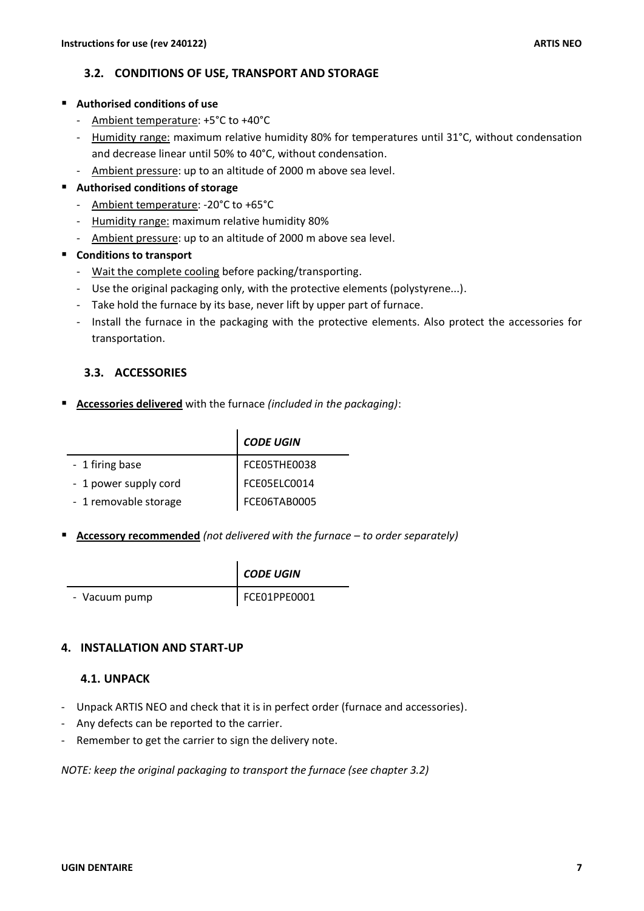### 3.2. CONDITIONS OF USE, TRANSPORT AND STORAGE

- **Authorised conditions of use**
  - Ambient temperature: +5°C to +40°C
  - Humidity range: maximum relative humidity 80% for temperatures until 31°C, without condensation and decrease linear until 50% to 40°C, without condensation.
  - Ambient pressure: up to an altitude of 2000 m above sea level.
- **Authorised conditions of storage**
  - Ambient temperature: -20°C to +65°C
  - Humidity range: maximum relative humidity 80%
  - Ambient pressure: up to an altitude of 2000 m above sea level.
- **Conditions to transport**
  - Wait the complete cooling before packing/transporting.
  - Use the original packaging only, with the protective elements (polystyrene...).
  - Take hold the furnace by its base, never lift by upper part of furnace.
  - Install the furnace in the packaging with the protective elements. Also protect the accessories for transportation.

### 3.3. ACCESSORIES

- **Accessories delivered** with the furnace *(included in the packaging)*:

| | *CODE UGIN* |
|---|---|
| - 1 firing base | FCE05THE0038 |
| - 1 power supply cord | FCE05ELC0014 |
| - 1 removable storage | FCE06TAB0005 |

- **Accessory recommended** *(not delivered with the furnace – to order separately)*

| | *CODE UGIN* |
|---|---|
| - Vacuum pump | FCE01PPE0001 |

## 4. INSTALLATION AND START-UP

### 4.1. UNPACK

- Unpack ARTIS NEO and check that it is in perfect order (furnace and accessories).
- Any defects can be reported to the carrier.
- Remember to get the carrier to sign the delivery note.

*NOTE: keep the original packaging to transport the furnace (see chapter 3.2)*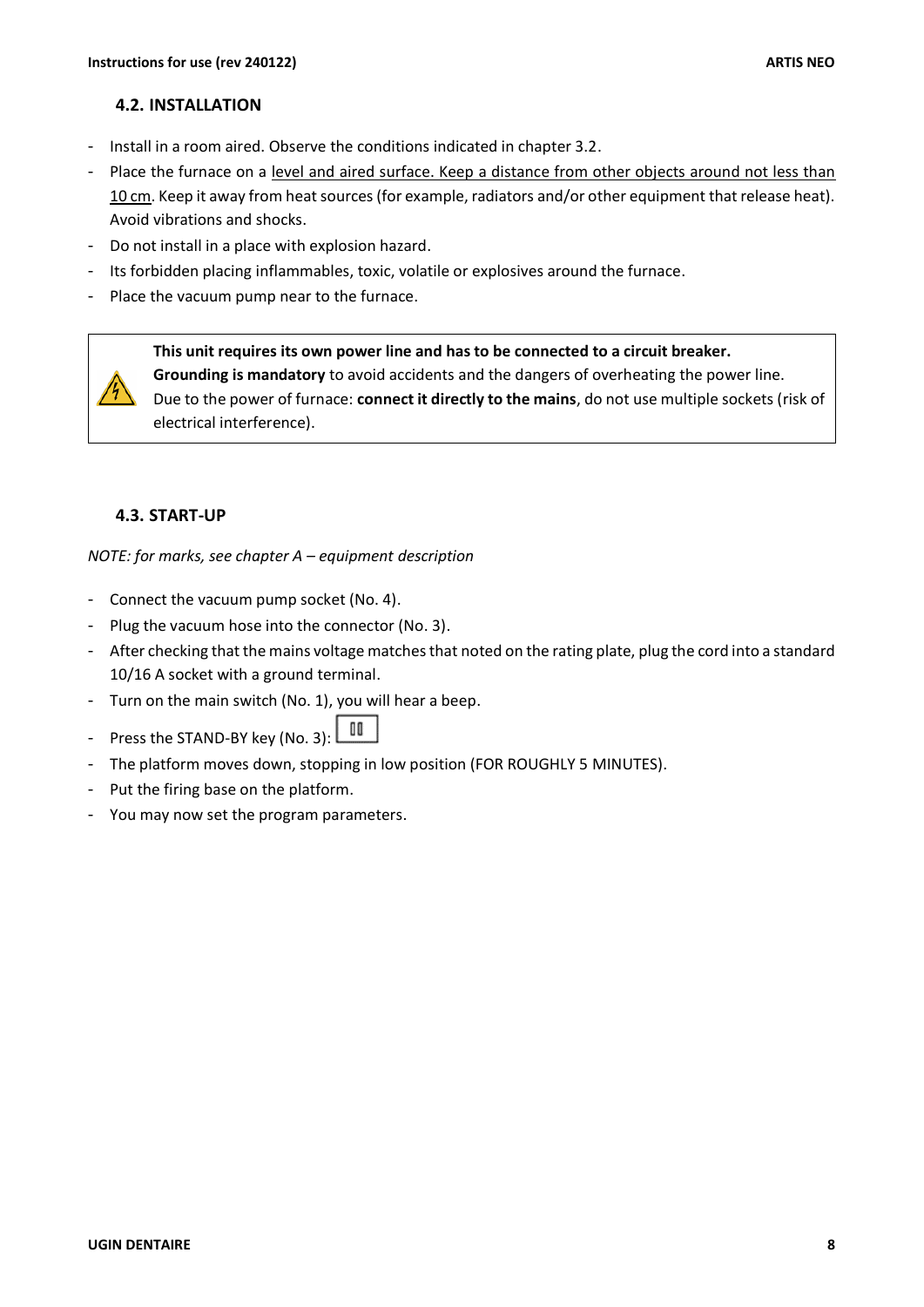### 4.2. INSTALLATION

- Install in a room aired. Observe the conditions indicated in chapter 3.2.
- Place the furnace on a level and aired surface. Keep a distance from other objects around not less than 10 cm. Keep it away from heat sources (for example, radiators and/or other equipment that release heat). Avoid vibrations and shocks.
- Do not install in a place with explosion hazard.
- Its forbidden placing inflammables, toxic, volatile or explosives around the furnace.
- Place the vacuum pump near to the furnace.

**This unit requires its own power line and has to be connected to a circuit breaker.**
**Grounding is mandatory** to avoid accidents and the dangers of overheating the power line.
Due to the power of furnace: **connect it directly to the mains**, do not use multiple sockets (risk of electrical interference).

### 4.3. START-UP

*NOTE: for marks, see chapter A – equipment description*

- Connect the vacuum pump socket (No. 4).
- Plug the vacuum hose into the connector (No. 3).
- After checking that the mains voltage matches that noted on the rating plate, plug the cord into a standard 10/16 A socket with a ground terminal.
- Turn on the main switch (No. 1), you will hear a beep.
- Press the STAND-BY key (No. 3):
- The platform moves down, stopping in low position (FOR ROUGHLY 5 MINUTES).
- Put the firing base on the platform.
- You may now set the program parameters.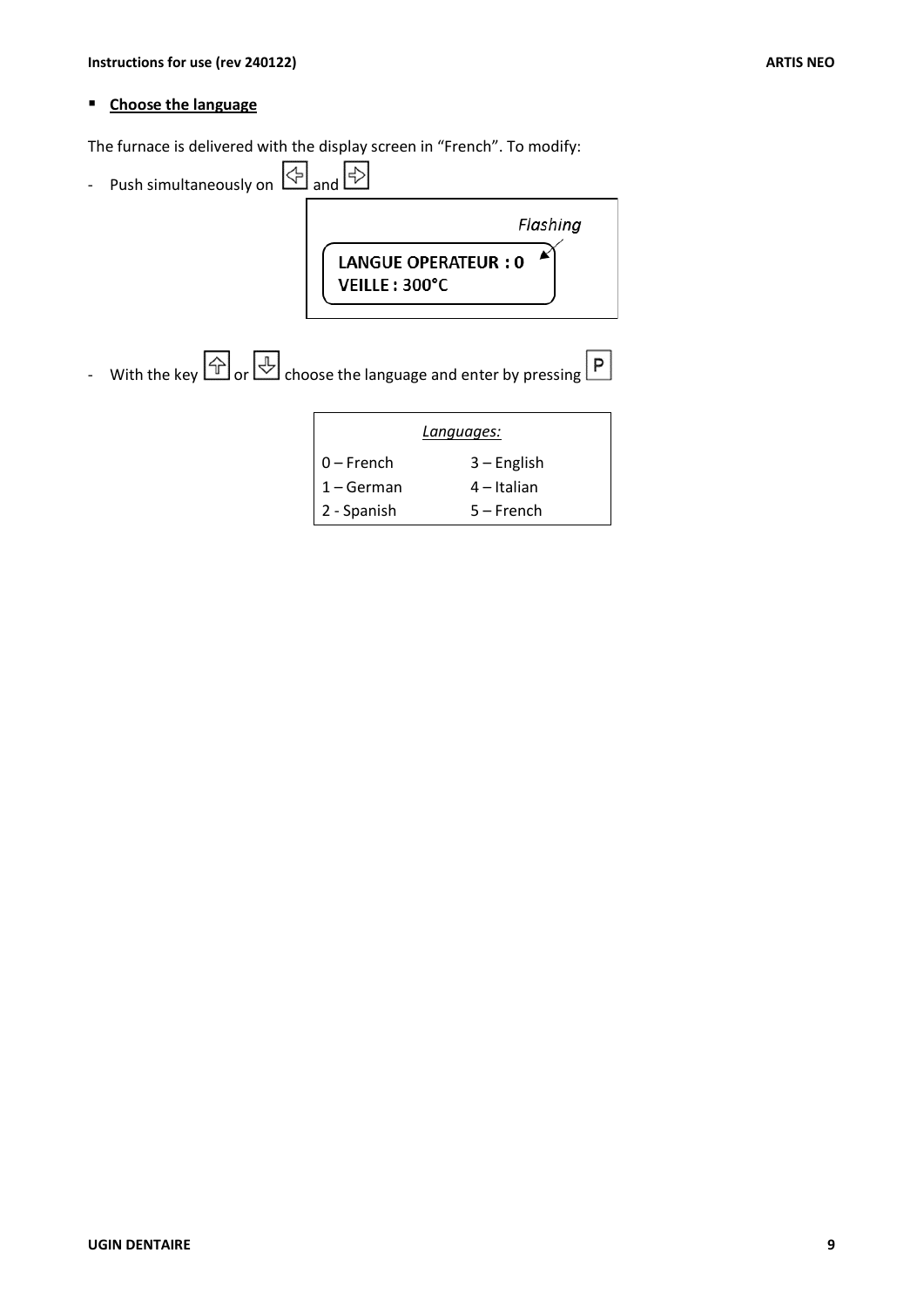- **Choose the language**

The furnace is delivered with the display screen in "French". To modify:

- Push simultaneously on [⇦] and [⇨]

Flashing

LANGUE OPERATEUR : 0
VEILLE : 300°C

- With the key [⇧] or [⇩] choose the language and enter by pressing [P]

| *Languages:* | |
|---|---|
| 0 – French | 3 – English |
| 1 – German | 4 – Italian |
| 2 - Spanish | 5 – French |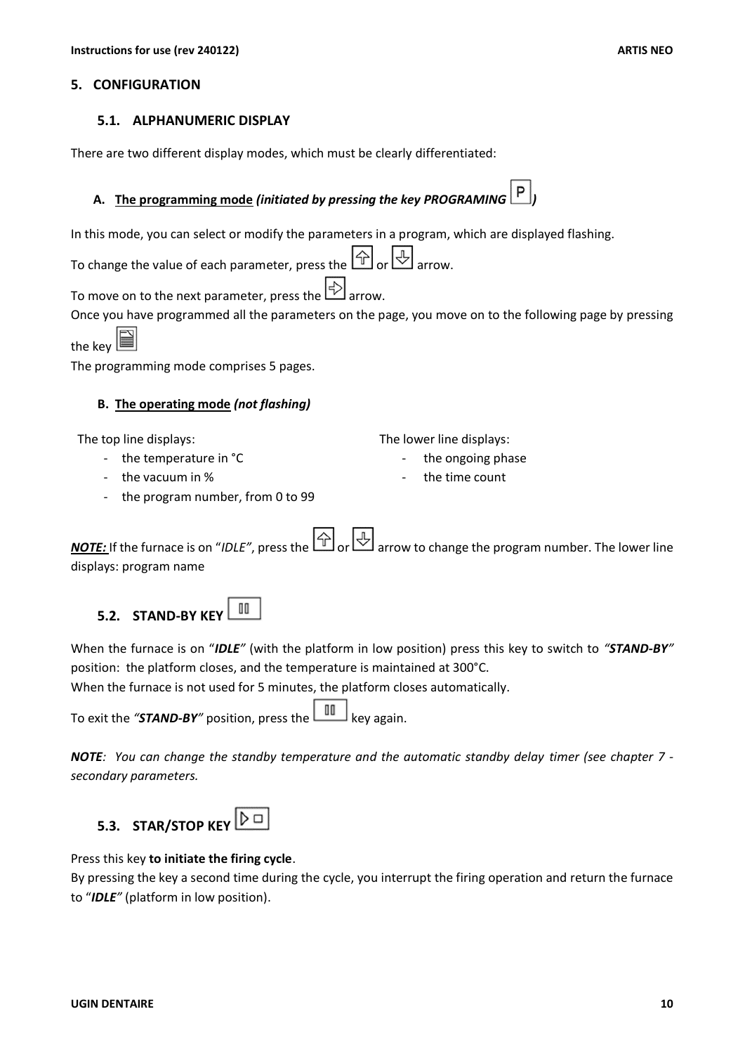## 5. CONFIGURATION

### 5.1. ALPHANUMERIC DISPLAY

There are two different display modes, which must be clearly differentiated:

**A. <u>The programming mode</u> *(initiated by pressing the key PROGRAMING [P])***

In this mode, you can select or modify the parameters in a program, which are displayed flashing.

To change the value of each parameter, press the [↑] or [↓] arrow.

To move on to the next parameter, press the [→] arrow.

Once you have programmed all the parameters on the page, you move on to the following page by pressing the key [page]

The programming mode comprises 5 pages.

**B. <u>The operating mode</u> *(not flashing)***

The top line displays:

- the temperature in °C
- the vacuum in %
- the program number, from 0 to 99

The lower line displays:

- the ongoing phase
- the time count

***<u>NOTE:</u>*** If the furnace is on "*IDLE"*, press the [↑] or [↓] arrow to change the program number. The lower line displays: program name

### 5.2. STAND-BY KEY [❚❚]

When the furnace is on "***IDLE***" (with the platform in low position) press this key to switch to *"**STAND-BY**"* position: the platform closes, and the temperature is maintained at 300°C.

When the furnace is not used for 5 minutes, the platform closes automatically.

To exit the *"**STAND-BY**"* position, press the [❚❚] key again.

***NOTE**: You can change the standby temperature and the automatic standby delay timer (see chapter 7 - secondary parameters.*

### 5.3. STAR/STOP KEY [▷□]

Press this key **to initiate the firing cycle**.

By pressing the key a second time during the cycle, you interrupt the firing operation and return the furnace to "***IDLE***" (platform in low position).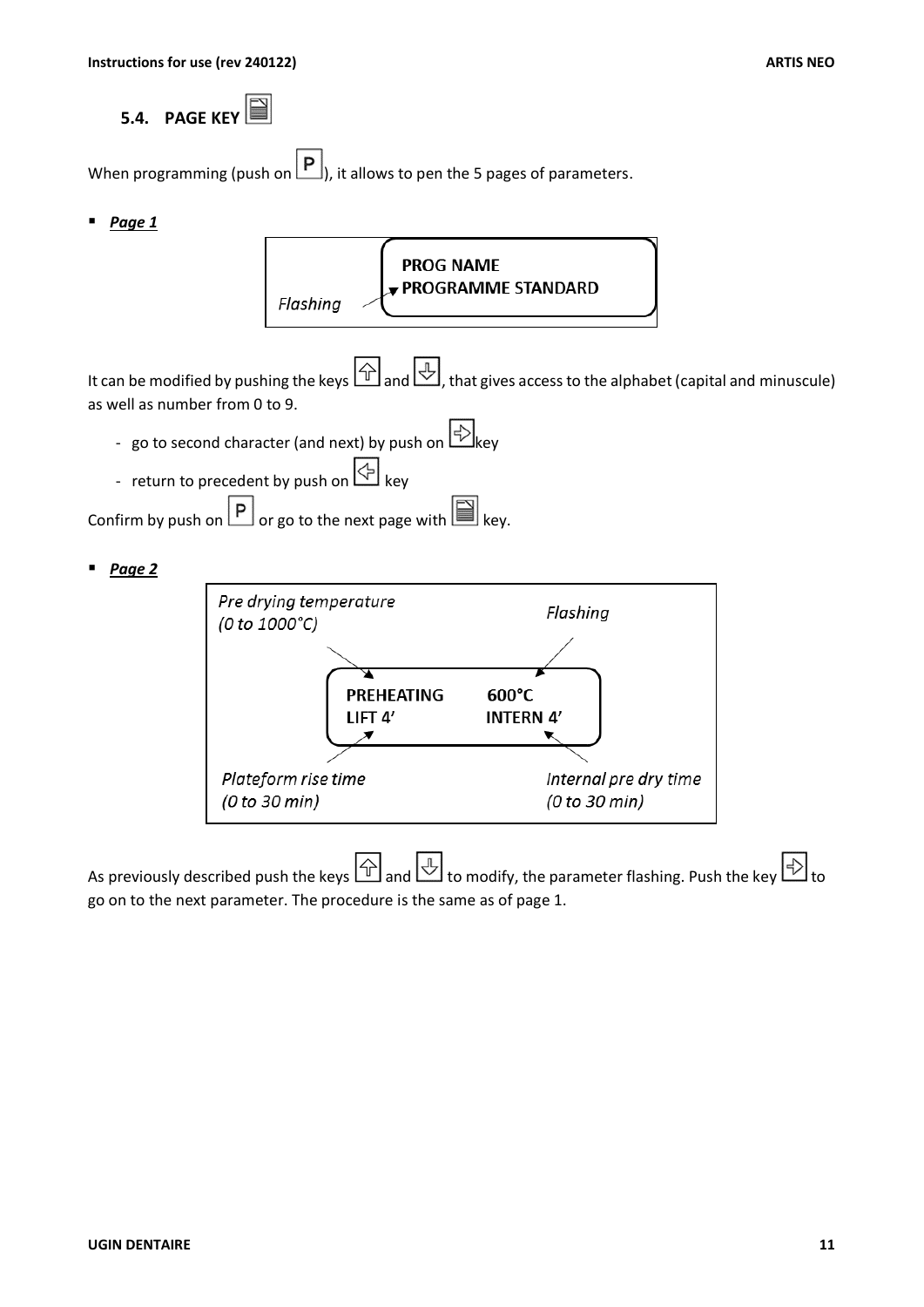## 5.4. PAGE KEY

When programming (push on P), it allows to pen the 5 pages of parameters.

- ***Page 1***

Flashing

PROG NAME
PROGRAMME STANDARD

It can be modified by pushing the keys ⇧ and ⇩, that gives access to the alphabet (capital and minuscule) as well as number from 0 to 9.

- go to second character (and next) by push on ⇨ key
- return to precedent by push on ⇦ key

Confirm by push on P or go to the next page with key.

- ***Page 2***

*Pre drying temperature (0 to 1000°C)*

*Flashing*

PREHEATING 600°C
LIFT 4' INTERN 4'

*Plateform rise time (0 to 30 min)*

*Internal pre dry time (0 to 30 min)*

As previously described push the keys ⇧ and ⇩ to modify, the parameter flashing. Push the key ⇨ to go on to the next parameter. The procedure is the same as of page 1.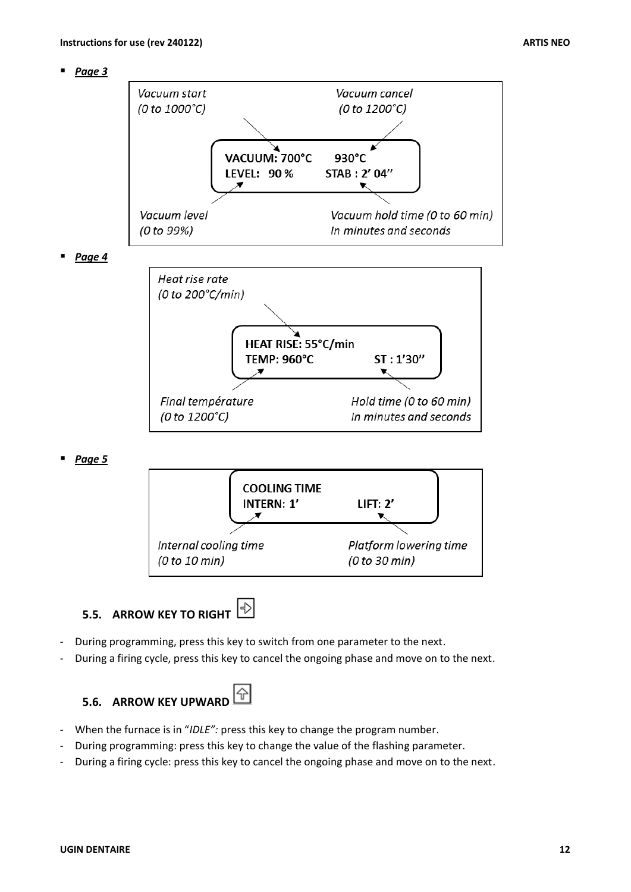- ***Page 3***

Vacuum start
(0 to 1000°C)

Vacuum cancel
(0 to 1200°C)

VACUUM: 700°C 930°C
LEVEL: 90 % STAB : 2' 04''

Vacuum level
(0 to 99%)

Vacuum hold time (0 to 60 min)
In minutes and seconds

- ***Page 4***

Heat rise rate
(0 to 200°C/min)

HEAT RISE: 55°C/min
TEMP: 960°C ST : 1'30''

Final température
(0 to 1200°C)

Hold time (0 to 60 min)
In minutes and seconds

- ***Page 5***

COOLING TIME
INTERN: 1' LIFT: 2'

Internal cooling time
(0 to 10 min)

Platform lowering time
(0 to 30 min)

### 5.5. ARROW KEY TO RIGHT

- During programming, press this key to switch from one parameter to the next.
- During a firing cycle, press this key to cancel the ongoing phase and move on to the next.

### 5.6. ARROW KEY UPWARD

- When the furnace is in "*IDLE":* press this key to change the program number.
- During programming: press this key to change the value of the flashing parameter.
- During a firing cycle: press this key to cancel the ongoing phase and move on to the next.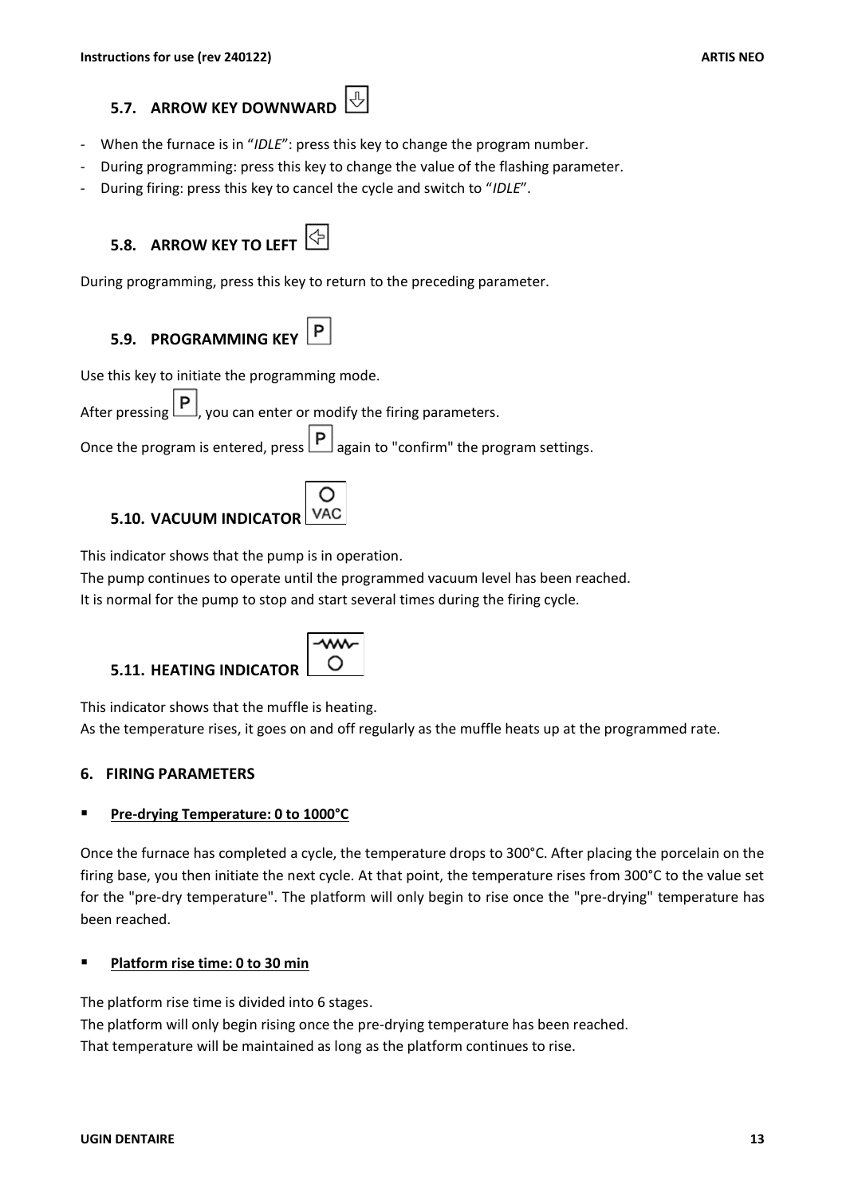## 5.7. ARROW KEY DOWNWARD

- When the furnace is in "*IDLE*": press this key to change the program number.
- During programming: press this key to change the value of the flashing parameter.
- During firing: press this key to cancel the cycle and switch to "*IDLE*".

## 5.8. ARROW KEY TO LEFT

During programming, press this key to return to the preceding parameter.

## 5.9. PROGRAMMING KEY P

Use this key to initiate the programming mode.

After pressing P, you can enter or modify the firing parameters.

Once the program is entered, press P again to "confirm" the program settings.

## 5.10. VACUUM INDICATOR

This indicator shows that the pump is in operation.
The pump continues to operate until the programmed vacuum level has been reached.
It is normal for the pump to stop and start several times during the firing cycle.

## 5.11. HEATING INDICATOR

This indicator shows that the muffle is heating.
As the temperature rises, it goes on and off regularly as the muffle heats up at the programmed rate.

# 6. FIRING PARAMETERS

- **Pre-drying Temperature: 0 to 1000°C**

Once the furnace has completed a cycle, the temperature drops to 300°C. After placing the porcelain on the firing base, you then initiate the next cycle. At that point, the temperature rises from 300°C to the value set for the "pre-dry temperature". The platform will only begin to rise once the "pre-drying" temperature has been reached.

- **Platform rise time: 0 to 30 min**

The platform rise time is divided into 6 stages.
The platform will only begin rising once the pre-drying temperature has been reached.
That temperature will be maintained as long as the platform continues to rise.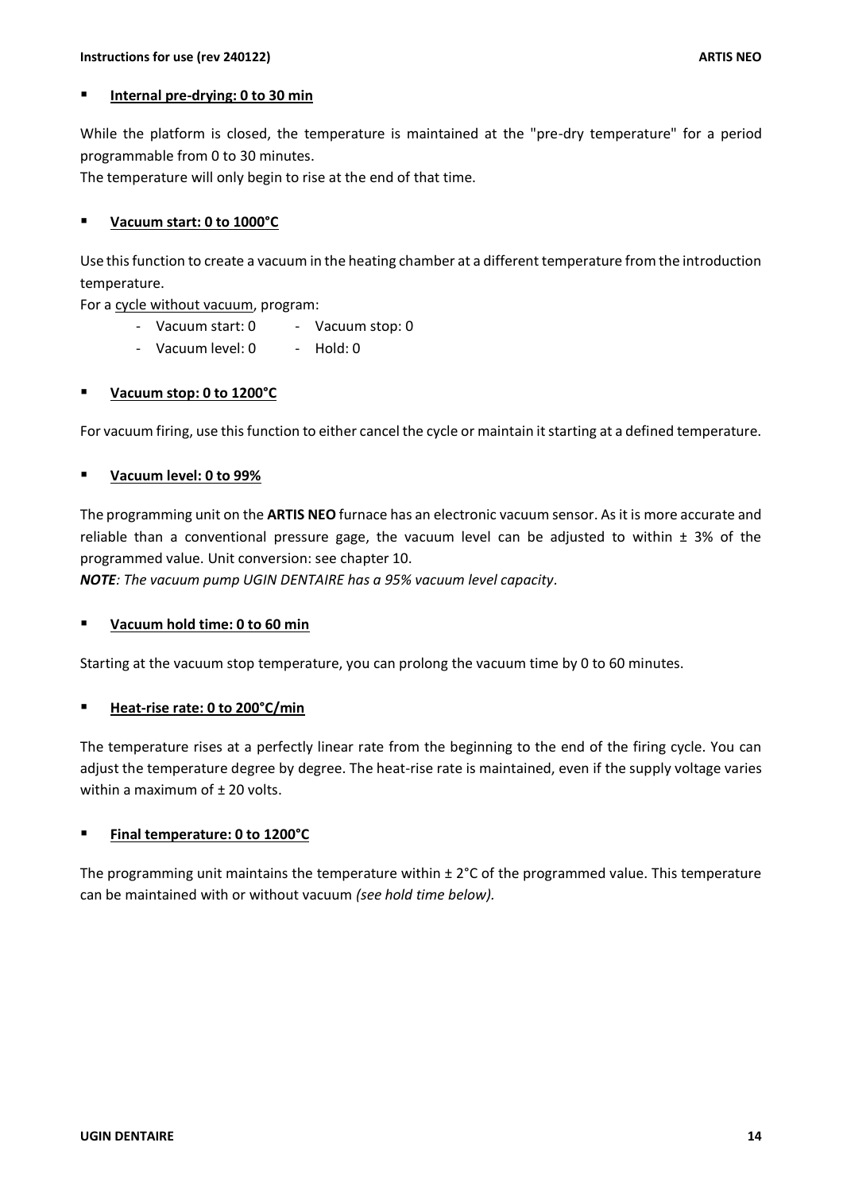- **Internal pre-drying: 0 to 30 min**

While the platform is closed, the temperature is maintained at the "pre-dry temperature" for a period programmable from 0 to 30 minutes.
The temperature will only begin to rise at the end of that time.

- **Vacuum start: 0 to 1000°C**

Use this function to create a vacuum in the heating chamber at a different temperature from the introduction temperature.
For a cycle without vacuum, program:

- Vacuum start: 0
- Vacuum stop: 0
- Vacuum level: 0
- Hold: 0

- **Vacuum stop: 0 to 1200°C**

For vacuum firing, use this function to either cancel the cycle or maintain it starting at a defined temperature.

- **Vacuum level: 0 to 99%**

The programming unit on the **ARTIS NEO** furnace has an electronic vacuum sensor. As it is more accurate and reliable than a conventional pressure gage, the vacuum level can be adjusted to within ± 3% of the programmed value. Unit conversion: see chapter 10.
***NOTE****: The vacuum pump UGIN DENTAIRE has a 95% vacuum level capacity*.

- **Vacuum hold time: 0 to 60 min**

Starting at the vacuum stop temperature, you can prolong the vacuum time by 0 to 60 minutes.

- **Heat-rise rate: 0 to 200°C/min**

The temperature rises at a perfectly linear rate from the beginning to the end of the firing cycle. You can adjust the temperature degree by degree. The heat-rise rate is maintained, even if the supply voltage varies within a maximum of ± 20 volts.

- **Final temperature: 0 to 1200°C**

The programming unit maintains the temperature within ± 2°C of the programmed value. This temperature can be maintained with or without vacuum *(see hold time below).*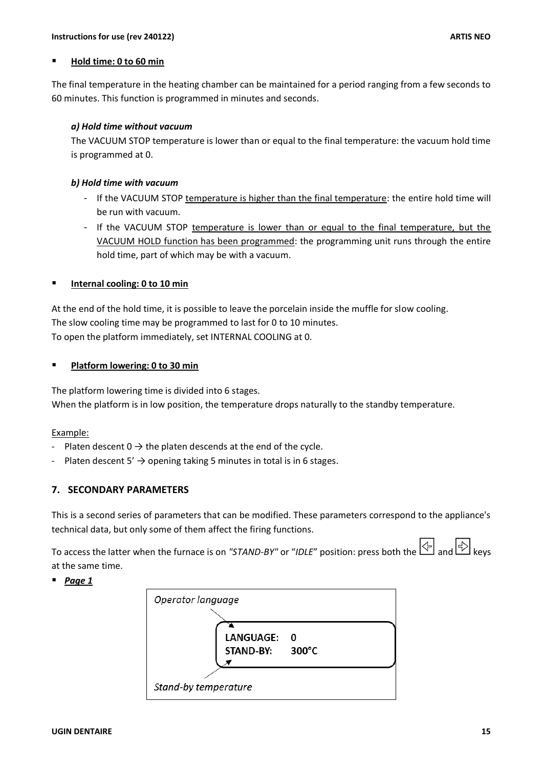- **Hold time: 0 to 60 min**

The final temperature in the heating chamber can be maintained for a period ranging from a few seconds to 60 minutes. This function is programmed in minutes and seconds.

***a) Hold time without vacuum***

The VACUUM STOP temperature is lower than or equal to the final temperature: the vacuum hold time is programmed at 0.

***b) Hold time with vacuum***

- If the VACUUM STOP temperature is higher than the final temperature: the entire hold time will be run with vacuum.
- If the VACUUM STOP temperature is lower than or equal to the final temperature, but the VACUUM HOLD function has been programmed: the programming unit runs through the entire hold time, part of which may be with a vacuum.

- **Internal cooling: 0 to 10 min**

At the end of the hold time, it is possible to leave the porcelain inside the muffle for slow cooling.
The slow cooling time may be programmed to last for 0 to 10 minutes.
To open the platform immediately, set INTERNAL COOLING at 0.

- **Platform lowering: 0 to 30 min**

The platform lowering time is divided into 6 stages.
When the platform is in low position, the temperature drops naturally to the standby temperature.

Example:

- Platen descent 0 → the platen descends at the end of the cycle.
- Platen descent 5' → opening taking 5 minutes in total is in 6 stages.

## 7. SECONDARY PARAMETERS

This is a second series of parameters that can be modified. These parameters correspond to the appliance's technical data, but only some of them affect the firing functions.

To access the latter when the furnace is on *"STAND-BY"* or "*IDLE*" position: press both the ⇦ and ⇨ keys at the same time.

- ***Page 1***

*Operator language*

```
LANGUAGE:   0
STAND-BY:   300°C
```

*Stand-by temperature*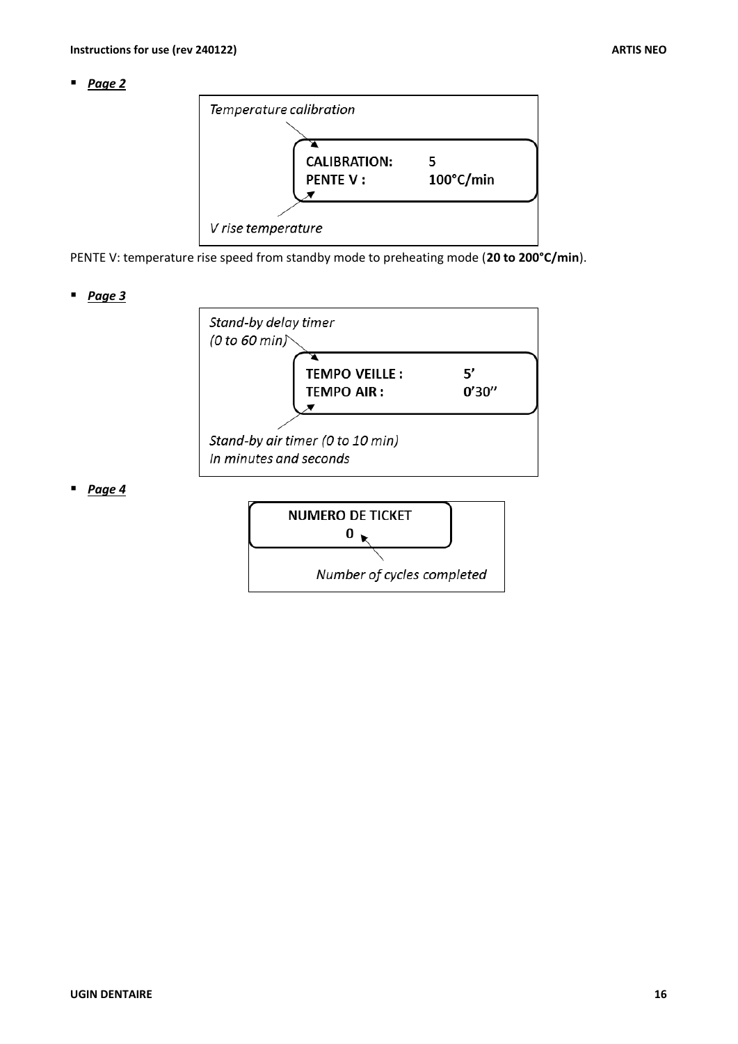- ***Page 2***

*Temperature calibration*

**CALIBRATION:** 5
**PENTE V :** 100°C/min

*V rise temperature*

PENTE V: temperature rise speed from standby mode to preheating mode (**20 to 200°C/min**).

- ***Page 3***

*Stand-by delay timer*
*(0 to 60 min)*

**TEMPO VEILLE :** 5'
**TEMPO AIR :** 0'30''

*Stand-by air timer (0 to 10 min)*
*In minutes and seconds*

- ***Page 4***

**NUMERO DE TICKET**
**0**

*Number of cycles completed*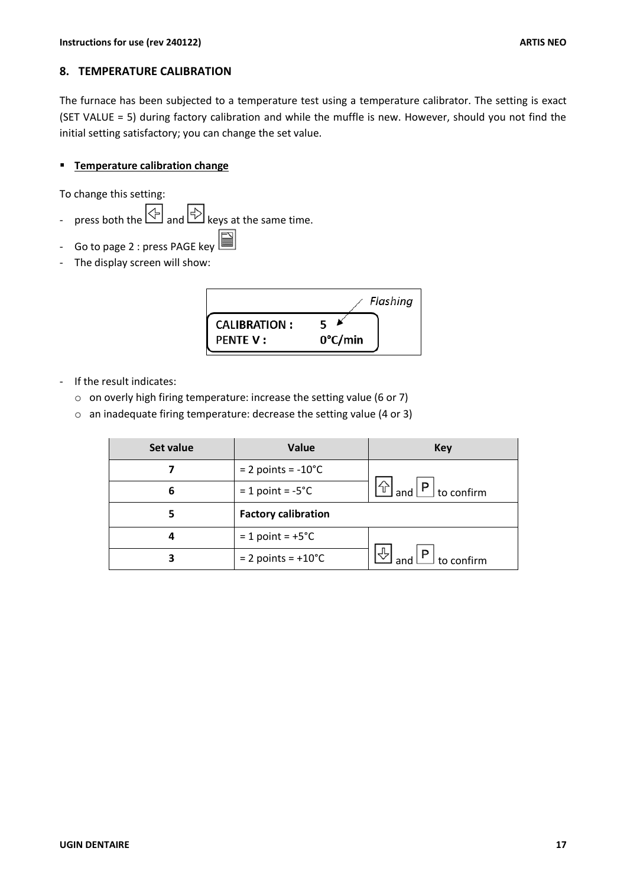## 8. TEMPERATURE CALIBRATION

The furnace has been subjected to a temperature test using a temperature calibrator. The setting is exact (SET VALUE = 5) during factory calibration and while the muffle is new. However, should you not find the initial setting satisfactory; you can change the set value.

- **Temperature calibration change**

To change this setting:

- press both the ⇦ and ⇨ keys at the same time.
- Go to page 2 : press PAGE key
- The display screen will show:

```
                          Flashing
CALIBRATION :      5
PENTE V :          0°C/min
```

- If the result indicates:
  - on overly high firing temperature: increase the setting value (6 or 7)
  - an inadequate firing temperature: decrease the setting value (4 or 3)

| Set value | Value | Key |
|---|---|---|
| 7 | = 2 points = -10°C | ⇧ and P to confirm |
| 6 | = 1 point = -5°C | |
| 5 | **Factory calibration** | |
| 4 | = 1 point = +5°C | ⇩ and P to confirm |
| 3 | = 2 points = +10°C | |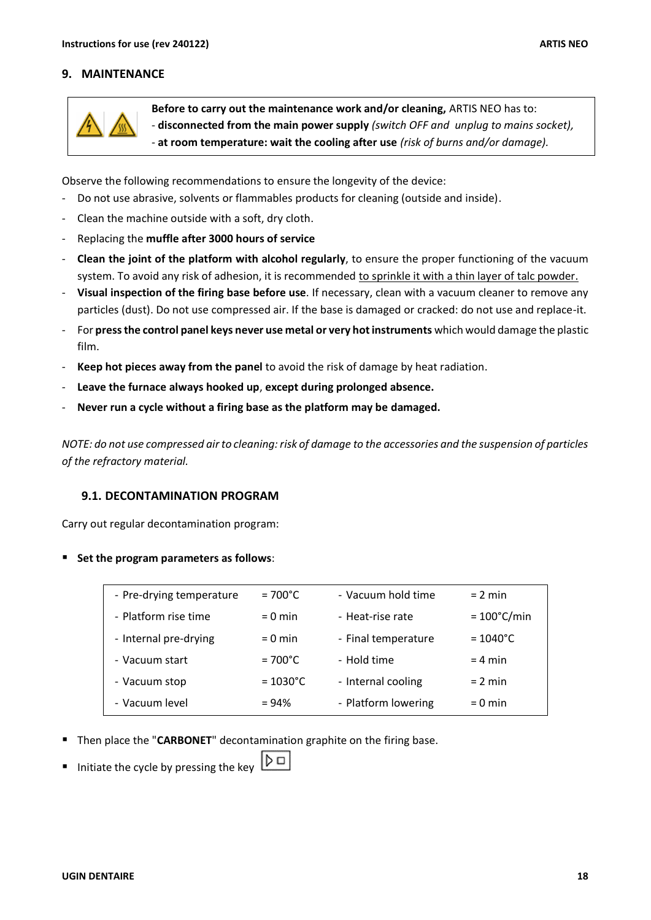## 9. MAINTENANCE

> **Before to carry out the maintenance work and/or cleaning,** ARTIS NEO has to:
> - **disconnected from the main power supply** *(switch OFF and unplug to mains socket),*
> - **at room temperature: wait the cooling after use** *(risk of burns and/or damage).*

Observe the following recommendations to ensure the longevity of the device:

- Do not use abrasive, solvents or flammables products for cleaning (outside and inside).
- Clean the machine outside with a soft, dry cloth.
- Replacing the **muffle after 3000 hours of service**
- **Clean the joint of the platform with alcohol regularly**, to ensure the proper functioning of the vacuum system. To avoid any risk of adhesion, it is recommended <u>to sprinkle it with a thin layer of talc powder.</u>
- **Visual inspection of the firing base before use**. If necessary, clean with a vacuum cleaner to remove any particles (dust). Do not use compressed air. If the base is damaged or cracked: do not use and replace-it.
- For **press the control panel keys never use metal or very hot instruments** which would damage the plastic film.
- **Keep hot pieces away from the panel** to avoid the risk of damage by heat radiation.
- **Leave the furnace always hooked up**, **except during prolonged absence.**
- **Never run a cycle without a firing base as the platform may be damaged.**

*NOTE: do not use compressed air to cleaning: risk of damage to the accessories and the suspension of particles of the refractory material.*

### 9.1. DECONTAMINATION PROGRAM

Carry out regular decontamination program:

- **Set the program parameters as follows**:

| | | | |
|---|---|---|---|
| - Pre-drying temperature | = 700°C | - Vacuum hold time | = 2 min |
| - Platform rise time | = 0 min | - Heat-rise rate | = 100°C/min |
| - Internal pre-drying | = 0 min | - Final temperature | = 1040°C |
| - Vacuum start | = 700°C | - Hold time | = 4 min |
| - Vacuum stop | = 1030°C | - Internal cooling | = 2 min |
| - Vacuum level | = 94% | - Platform lowering | = 0 min |

- Then place the "**CARBONET**" decontamination graphite on the firing base.
- Initiate the cycle by pressing the key ▷□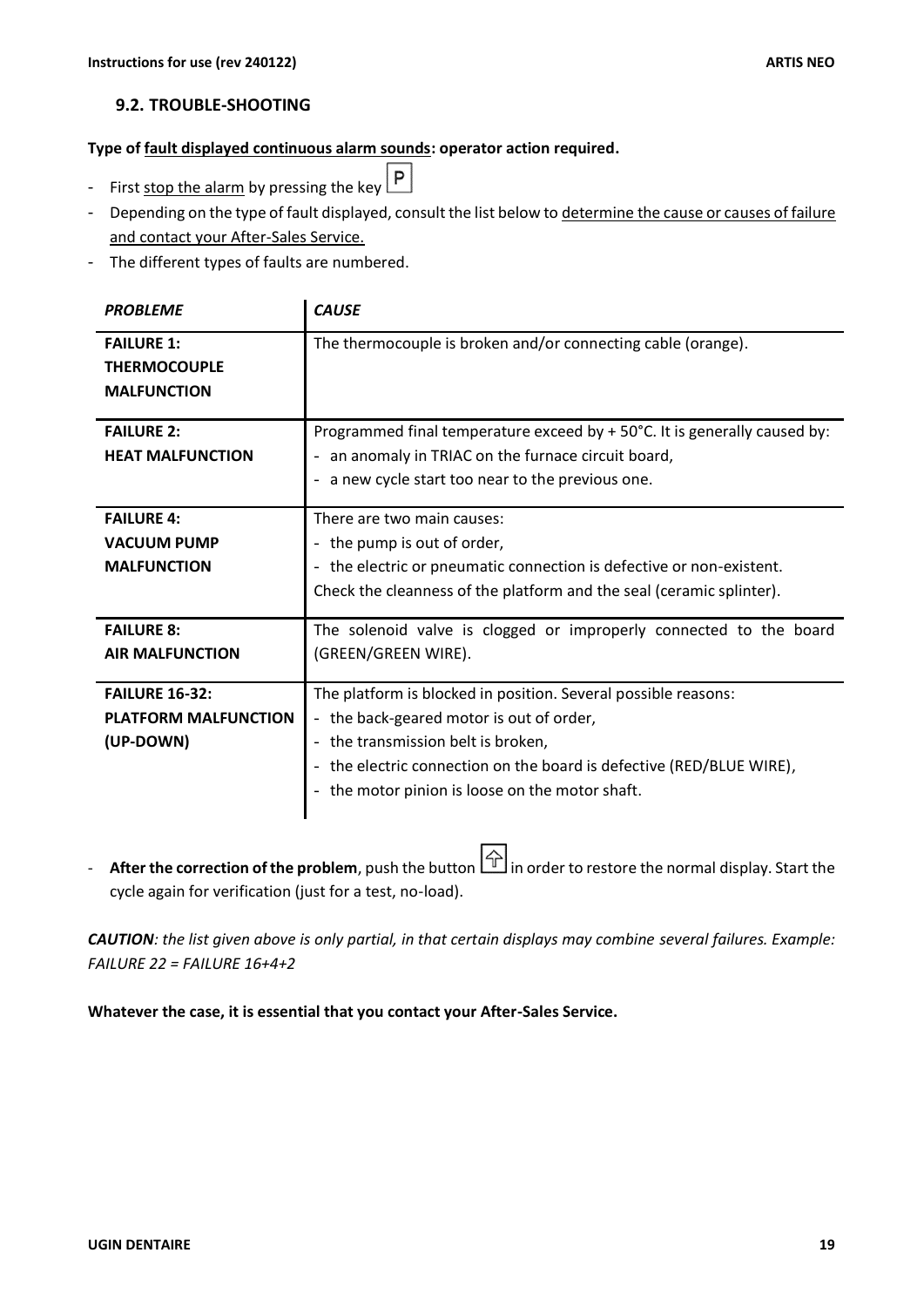### 9.2. TROUBLE-SHOOTING

**Type of fault displayed continuous alarm sounds: operator action required.**

- First stop the alarm by pressing the key P
- Depending on the type of fault displayed, consult the list below to determine the cause or causes of failure and contact your After-Sales Service.
- The different types of faults are numbered.

| ***PROBLEME*** | ***CAUSE*** |
|---|---|
| **FAILURE 1: THERMOCOUPLE MALFUNCTION** | The thermocouple is broken and/or connecting cable (orange). |
| **FAILURE 2: HEAT MALFUNCTION** | Programmed final temperature exceed by + 50°C. It is generally caused by:<br>- an anomaly in TRIAC on the furnace circuit board,<br>- a new cycle start too near to the previous one. |
| **FAILURE 4: VACUUM PUMP MALFUNCTION** | There are two main causes:<br>- the pump is out of order,<br>- the electric or pneumatic connection is defective or non-existent.<br>Check the cleanness of the platform and the seal (ceramic splinter). |
| **FAILURE 8: AIR MALFUNCTION** | The solenoid valve is clogged or improperly connected to the board (GREEN/GREEN WIRE). |
| **FAILURE 16-32: PLATFORM MALFUNCTION (UP-DOWN)** | The platform is blocked in position. Several possible reasons:<br>- the back-geared motor is out of order,<br>- the transmission belt is broken,<br>- the electric connection on the board is defective (RED/BLUE WIRE),<br>- the motor pinion is loose on the motor shaft. |

- **After the correction of the problem**, push the button ⇧ in order to restore the normal display. Start the cycle again for verification (just for a test, no-load).

***CAUTION****: the list given above is only partial, in that certain displays may combine several failures. Example: FAILURE 22 = FAILURE 16+4+2*

**Whatever the case, it is essential that you contact your After-Sales Service.**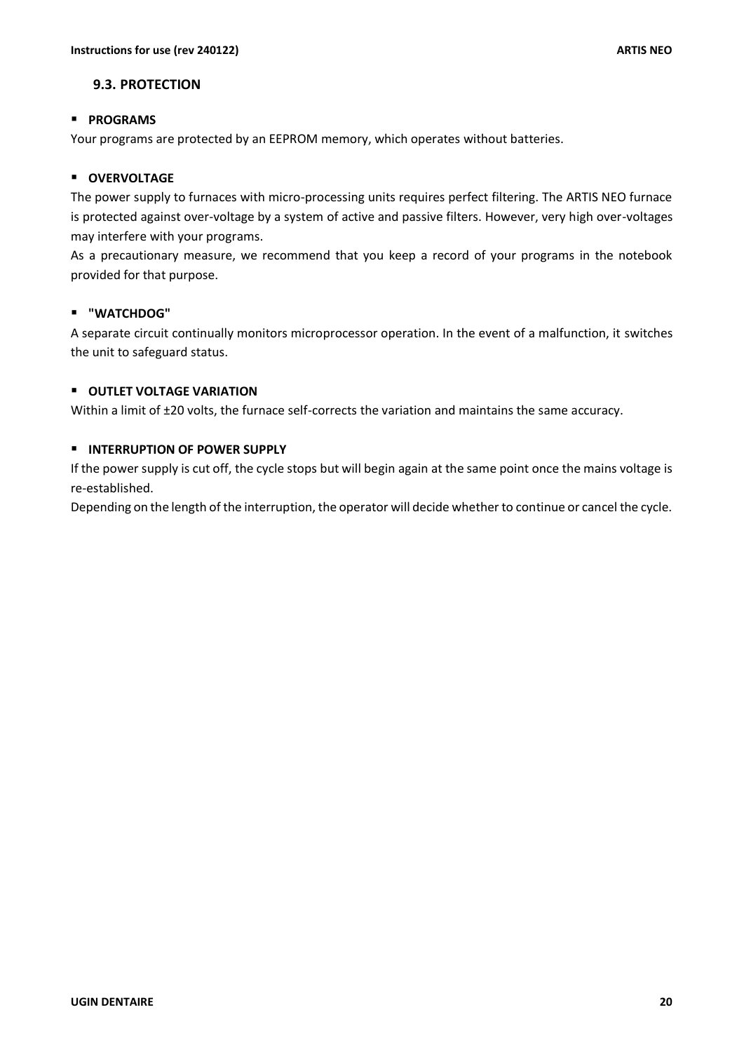## 9.3. PROTECTION

- **PROGRAMS**

Your programs are protected by an EEPROM memory, which operates without batteries.

- **OVERVOLTAGE**

The power supply to furnaces with micro-processing units requires perfect filtering. The ARTIS NEO furnace is protected against over-voltage by a system of active and passive filters. However, very high over-voltages may interfere with your programs.

As a precautionary measure, we recommend that you keep a record of your programs in the notebook provided for that purpose.

- **"WATCHDOG"**

A separate circuit continually monitors microprocessor operation. In the event of a malfunction, it switches the unit to safeguard status.

- **OUTLET VOLTAGE VARIATION**

Within a limit of ±20 volts, the furnace self-corrects the variation and maintains the same accuracy.

- **INTERRUPTION OF POWER SUPPLY**

If the power supply is cut off, the cycle stops but will begin again at the same point once the mains voltage is re-established.

Depending on the length of the interruption, the operator will decide whether to continue or cancel the cycle.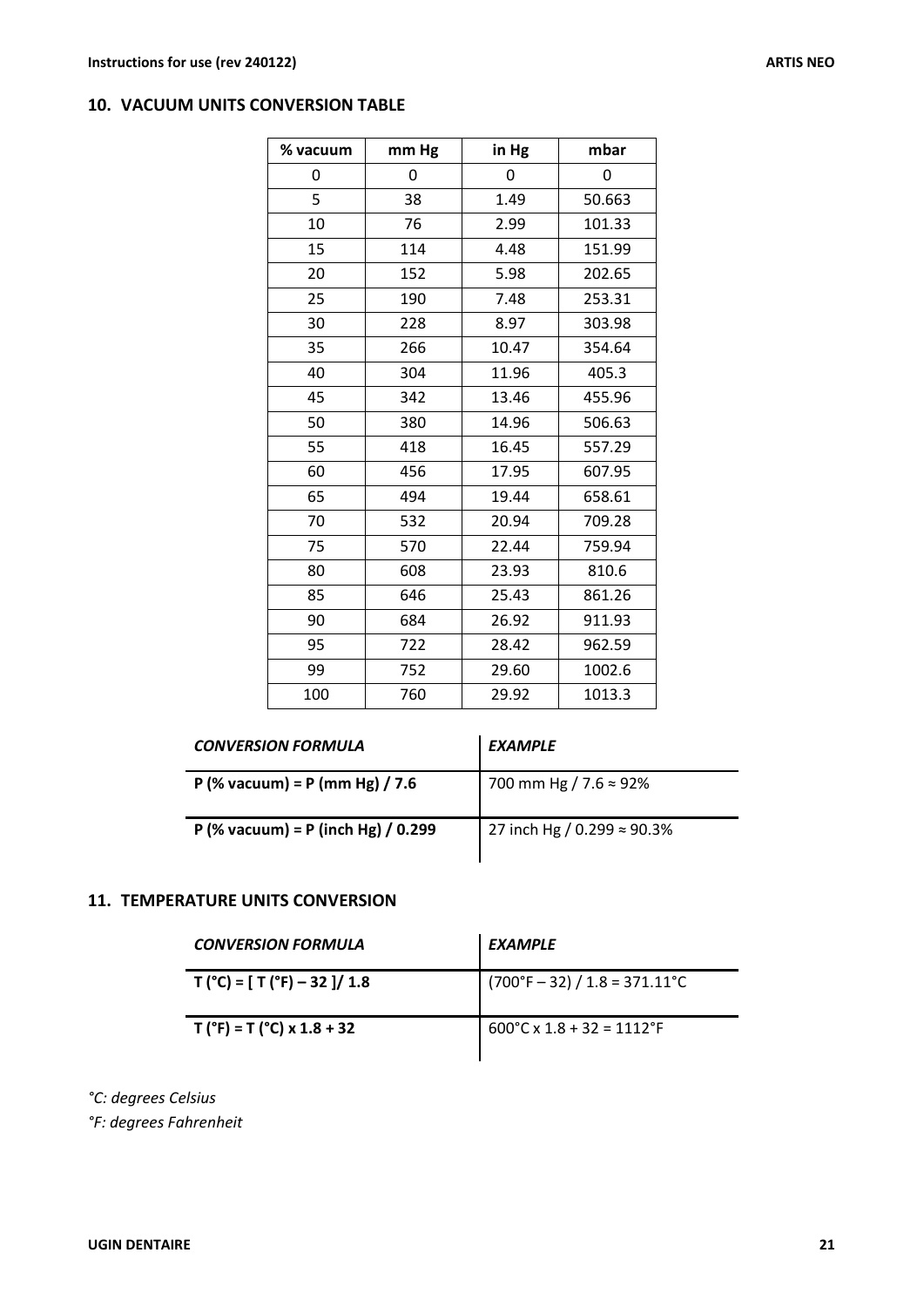## 10. VACUUM UNITS CONVERSION TABLE

| % vacuum | mm Hg | in Hg | mbar |
|---|---|---|---|
| 0 | 0 | 0 | 0 |
| 5 | 38 | 1.49 | 50.663 |
| 10 | 76 | 2.99 | 101.33 |
| 15 | 114 | 4.48 | 151.99 |
| 20 | 152 | 5.98 | 202.65 |
| 25 | 190 | 7.48 | 253.31 |
| 30 | 228 | 8.97 | 303.98 |
| 35 | 266 | 10.47 | 354.64 |
| 40 | 304 | 11.96 | 405.3 |
| 45 | 342 | 13.46 | 455.96 |
| 50 | 380 | 14.96 | 506.63 |
| 55 | 418 | 16.45 | 557.29 |
| 60 | 456 | 17.95 | 607.95 |
| 65 | 494 | 19.44 | 658.61 |
| 70 | 532 | 20.94 | 709.28 |
| 75 | 570 | 22.44 | 759.94 |
| 80 | 608 | 23.93 | 810.6 |
| 85 | 646 | 25.43 | 861.26 |
| 90 | 684 | 26.92 | 911.93 |
| 95 | 722 | 28.42 | 962.59 |
| 99 | 752 | 29.60 | 1002.6 |
| 100 | 760 | 29.92 | 1013.3 |

| *CONVERSION FORMULA* | *EXAMPLE* |
|---|---|
| **P (% vacuum) = P (mm Hg) / 7.6** | 700 mm Hg / 7.6 ≈ 92% |
| **P (% vacuum) = P (inch Hg) / 0.299** | 27 inch Hg / 0.299 ≈ 90.3% |

## 11. TEMPERATURE UNITS CONVERSION

| *CONVERSION FORMULA* | *EXAMPLE* |
|---|---|
| **T (°C) = [ T (°F) – 32 ]/ 1.8** | (700°F – 32) / 1.8 = 371.11°C |
| **T (°F) = T (°C) x 1.8 + 32** | 600°C x 1.8 + 32 = 1112°F |

*°C: degrees Celsius*

*°F: degrees Fahrenheit*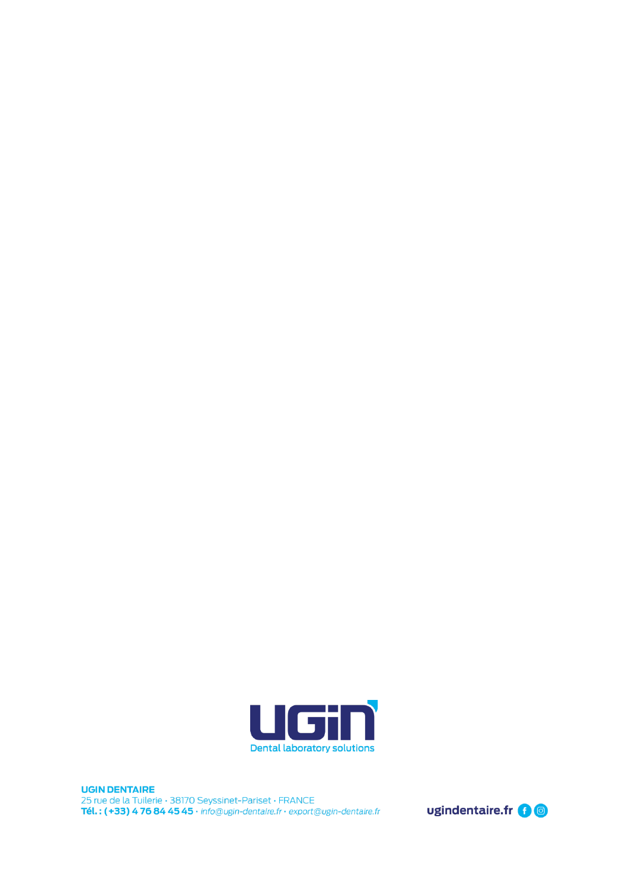UGIN

Dental laboratory solutions

**UGIN DENTAIRE**
25 rue de la Tuilerie • 38170 Seyssinet-Pariset • FRANCE
**Tél. : (+33) 4 76 84 45 45** • *info@ugin-dentaire.fr* • *export@ugin-dentaire.fr*

**ugindentaire.fr**